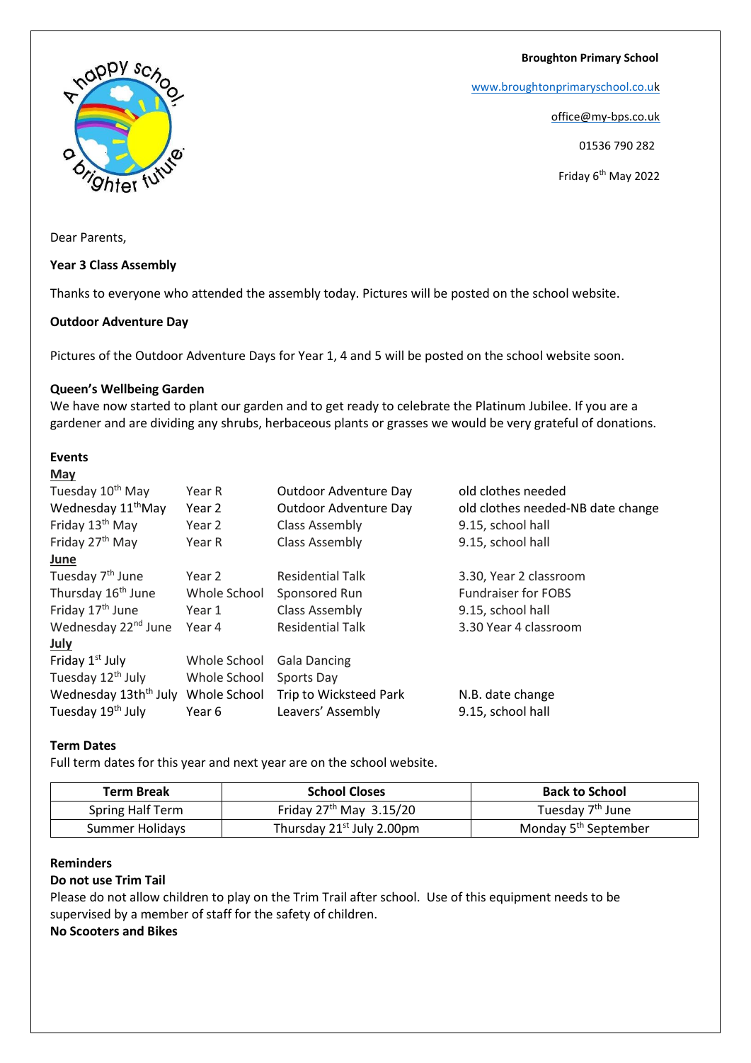**Broughton Primary School**

www.broughtonprimaryschool.co.uk

office@my-bps.co.uk

01536 790 282

Friday 6th May 2022

Dear Parents,

**Year 3 Class Assembly**

Thanks to everyone who attended the assembly today. Pictures will be posted on the school website.

**Outdoor Adventure Day**

Pictures of the Outdoor Adventure Days for Year 1, 4 and 5 will be posted on the school website soon.

**Queen's Wellbeing Garden**

We have now started to plant our garden and to get ready to celebrate the Platinum Jubilee. If you are a gardener and are dividing any shrubs, herbaceous plants or grasses we would be very grateful of donations.

**Events**

| | | | |
|---|---|---|---|
| **May** | | | |
| Tuesday 10th May | Year R | Outdoor Adventure Day | old clothes needed |
| Wednesday 11thMay | Year 2 | Outdoor Adventure Day | old clothes needed-NB date change |
| Friday 13th May | Year 2 | Class Assembly | 9.15, school hall |
| Friday 27th May | Year R | Class Assembly | 9.15, school hall |
| **June** | | | |
| Tuesday 7th June | Year 2 | Residential Talk | 3.30, Year 2 classroom |
| Thursday 16th June | Whole School | Sponsored Run | Fundraiser for FOBS |
| Friday 17th June | Year 1 | Class Assembly | 9.15, school hall |
| Wednesday 22nd June | Year 4 | Residential Talk | 3.30 Year 4 classroom |
| **July** | | | |
| Friday 1st July | Whole School | Gala Dancing | |
| Tuesday 12th July | Whole School | Sports Day | |
| Wednesday 13thth July | Whole School | Trip to Wicksteed Park | N.B. date change |
| Tuesday 19th July | Year 6 | Leavers' Assembly | 9.15, school hall |

**Term Dates**

Full term dates for this year and next year are on the school website.

| Term Break | School Closes | Back to School |
|---|---|---|
| Spring Half Term | Friday 27th May 3.15/20 | Tuesday 7th June |
| Summer Holidays | Thursday 21st July 2.00pm | Monday 5th September |

**Reminders**

**Do not use Trim Tail**

Please do not allow children to play on the Trim Trail after school. Use of this equipment needs to be supervised by a member of staff for the safety of children.

**No Scooters and Bikes**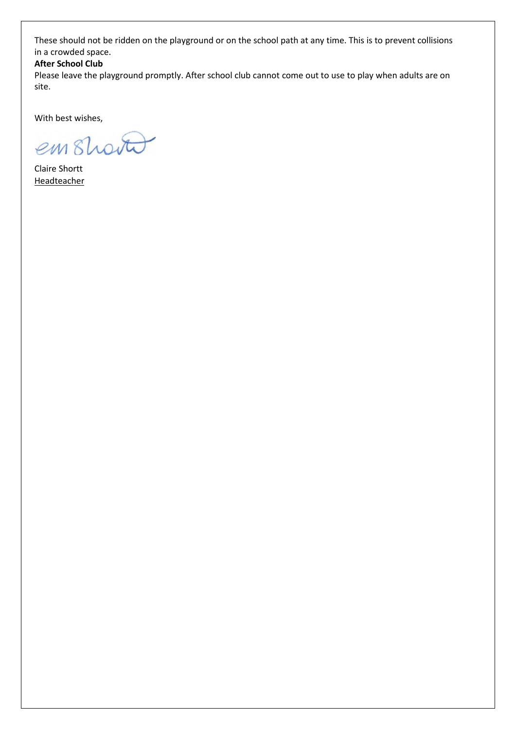These should not be ridden on the playground or on the school path at any time. This is to prevent collisions in a crowded space.

**After School Club**

Please leave the playground promptly. After school club cannot come out to use to play when adults are on site.

With best wishes,

Claire Shortt
Headteacher